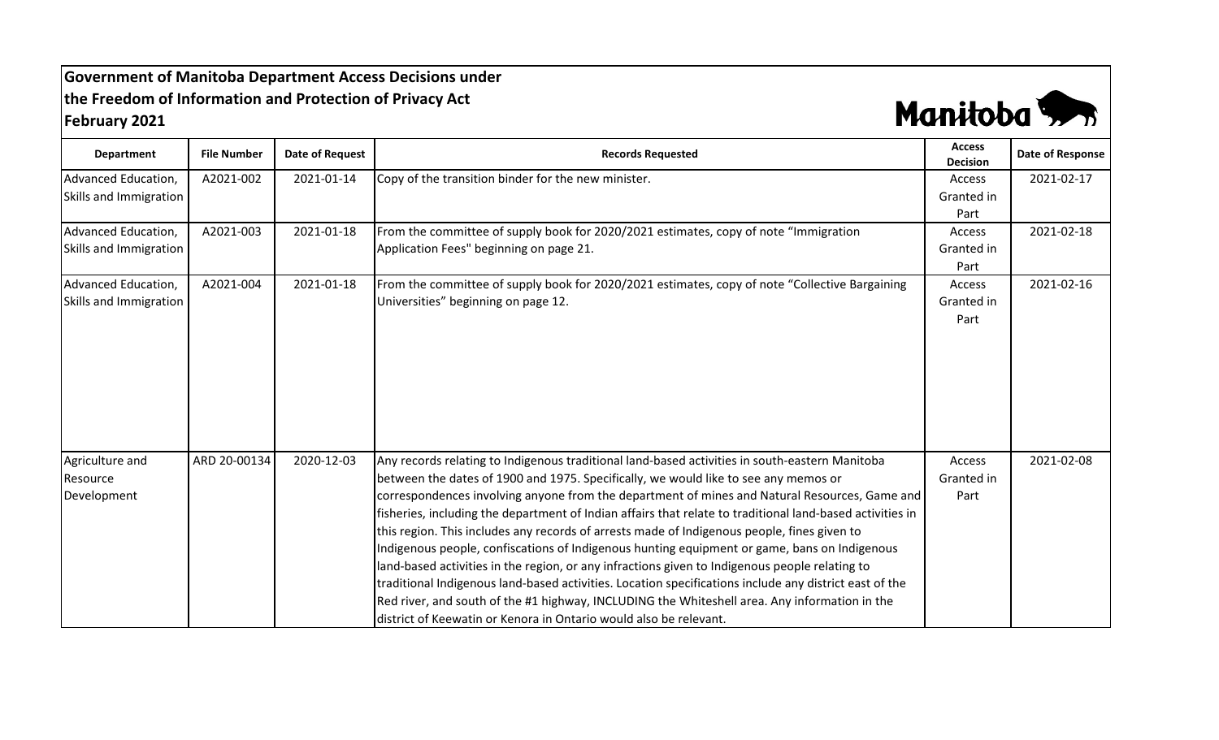**Government of Manitoba Department Access Decisions under the Freedom of Information and Protection of Privacy Act**
**February 2021**

| Department | File Number | Date of Request | Records Requested | Access Decision | Date of Response |
|---|---|---|---|---|---|
| Advanced Education, Skills and Immigration | A2021-002 | 2021-01-14 | Copy of the transition binder for the new minister. | Access Granted in Part | 2021-02-17 |
| Advanced Education, Skills and Immigration | A2021-003 | 2021-01-18 | From the committee of supply book for 2020/2021 estimates, copy of note "Immigration Application Fees" beginning on page 21. | Access Granted in Part | 2021-02-18 |
| Advanced Education, Skills and Immigration | A2021-004 | 2021-01-18 | From the committee of supply book for 2020/2021 estimates, copy of note "Collective Bargaining Universities" beginning on page 12. | Access Granted in Part | 2021-02-16 |
| Agriculture and Resource Development | ARD 20-00134 | 2020-12-03 | Any records relating to Indigenous traditional land-based activities in south-eastern Manitoba between the dates of 1900 and 1975. Specifically, we would like to see any memos or correspondences involving anyone from the department of mines and Natural Resources, Game and fisheries, including the department of Indian affairs that relate to traditional land-based activities in this region. This includes any records of arrests made of Indigenous people, fines given to Indigenous people, confiscations of Indigenous hunting equipment or game, bans on Indigenous land-based activities in the region, or any infractions given to Indigenous people relating to traditional Indigenous land-based activities. Location specifications include any district east of the Red river, and south of the #1 highway, INCLUDING the Whiteshell area. Any information in the district of Keewatin or Kenora in Ontario would also be relevant. | Access Granted in Part | 2021-02-08 |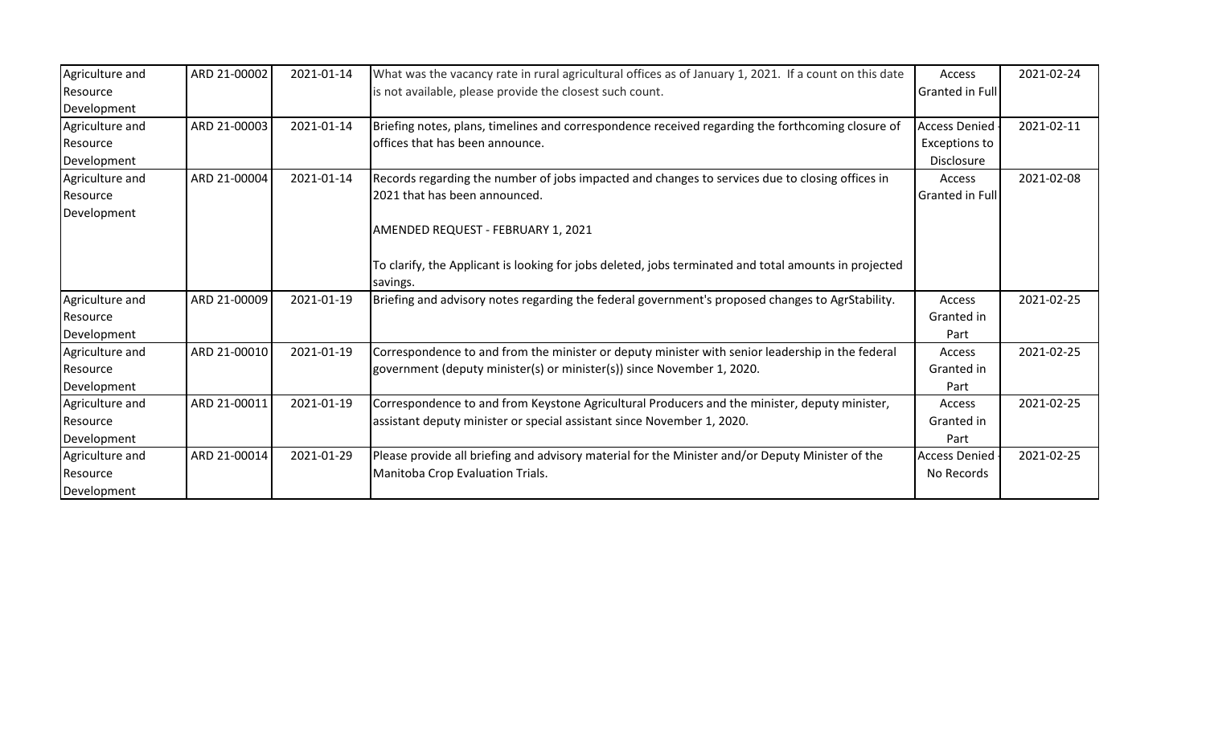| Agriculture and Resource Development | ARD 21-00002 | 2021-01-14 | What was the vacancy rate in rural agricultural offices as of January 1, 2021. If a count on this date is not available, please provide the closest such count. | Access Granted in Full | 2021-02-24 |
|---|---|---|---|---|---|
| Agriculture and Resource Development | ARD 21-00003 | 2021-01-14 | Briefing notes, plans, timelines and correspondence received regarding the forthcoming closure of offices that has been announce. | Access Denied - Exceptions to Disclosure | 2021-02-11 |
| Agriculture and Resource Development | ARD 21-00004 | 2021-01-14 | Records regarding the number of jobs impacted and changes to services due to closing offices in 2021 that has been announced.<br><br>AMENDED REQUEST - FEBRUARY 1, 2021<br><br>To clarify, the Applicant is looking for jobs deleted, jobs terminated and total amounts in projected savings. | Access Granted in Full | 2021-02-08 |
| Agriculture and Resource Development | ARD 21-00009 | 2021-01-19 | Briefing and advisory notes regarding the federal government's proposed changes to AgrStability. | Access Granted in Part | 2021-02-25 |
| Agriculture and Resource Development | ARD 21-00010 | 2021-01-19 | Correspondence to and from the minister or deputy minister with senior leadership in the federal government (deputy minister(s) or minister(s)) since November 1, 2020. | Access Granted in Part | 2021-02-25 |
| Agriculture and Resource Development | ARD 21-00011 | 2021-01-19 | Correspondence to and from Keystone Agricultural Producers and the minister, deputy minister, assistant deputy minister or special assistant since November 1, 2020. | Access Granted in Part | 2021-02-25 |
| Agriculture and Resource Development | ARD 21-00014 | 2021-01-29 | Please provide all briefing and advisory material for the Minister and/or Deputy Minister of the Manitoba Crop Evaluation Trials. | Access Denied - No Records | 2021-02-25 |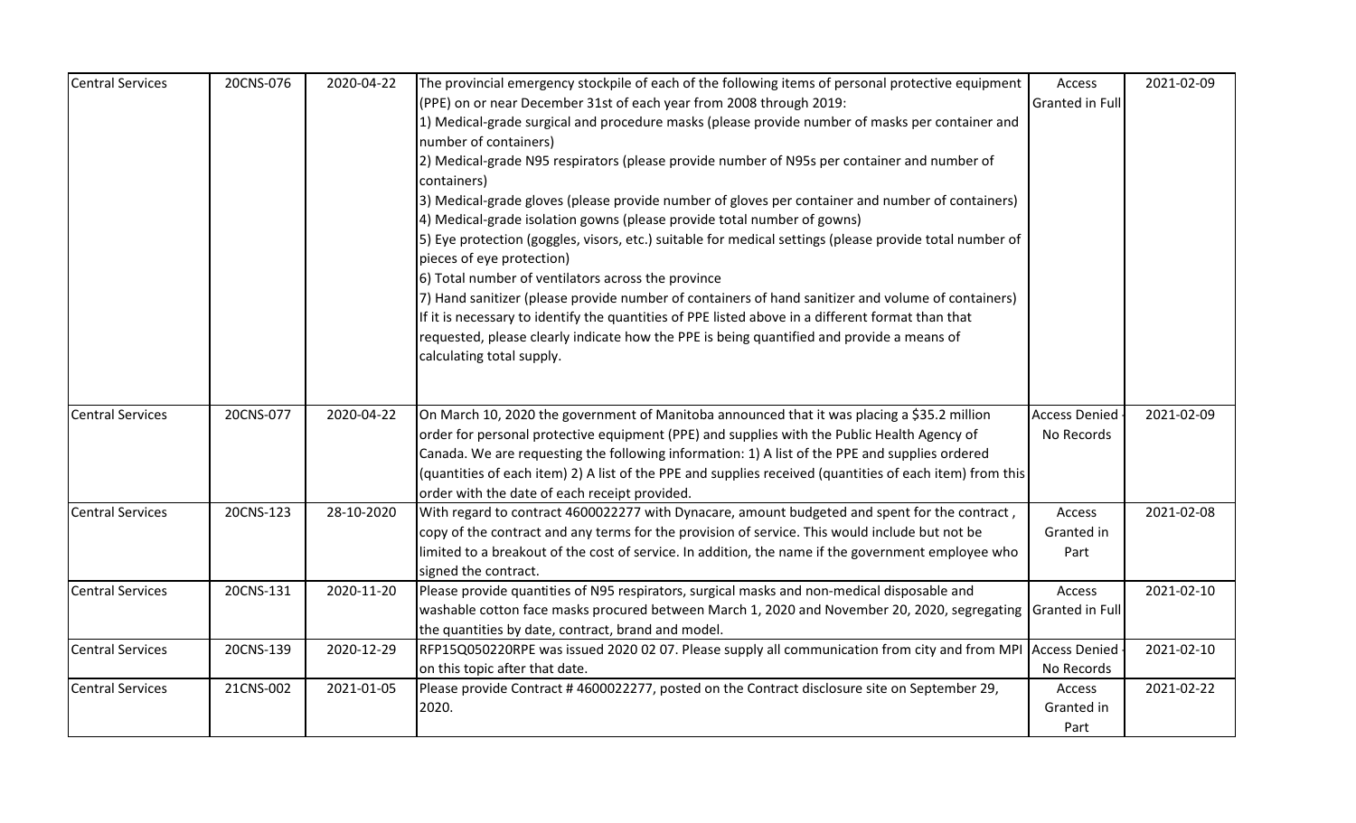| Central Services | 20CNS-076 | 2020-04-22 | The provincial emergency stockpile of each of the following items of personal protective equipment (PPE) on or near December 31st of each year from 2008 through 2019:<br>1) Medical-grade surgical and procedure masks (please provide number of masks per container and number of containers)<br>2) Medical-grade N95 respirators (please provide number of N95s per container and number of containers)<br>3) Medical-grade gloves (please provide number of gloves per container and number of containers)<br>4) Medical-grade isolation gowns (please provide total number of gowns)<br>5) Eye protection (goggles, visors, etc.) suitable for medical settings (please provide total number of pieces of eye protection)<br>6) Total number of ventilators across the province<br>7) Hand sanitizer (please provide number of containers of hand sanitizer and volume of containers)<br>If it is necessary to identify the quantities of PPE listed above in a different format than that requested, please clearly indicate how the PPE is being quantified and provide a means of calculating total supply. | Access Granted in Full | 2021-02-09 |
|---|---|---|---|---|---|
| Central Services | 20CNS-077 | 2020-04-22 | On March 10, 2020 the government of Manitoba announced that it was placing a $35.2 million order for personal protective equipment (PPE) and supplies with the Public Health Agency of Canada. We are requesting the following information: 1) A list of the PPE and supplies ordered (quantities of each item) 2) A list of the PPE and supplies received (quantities of each item) from this order with the date of each receipt provided. | Access Denied - No Records | 2021-02-09 |
| Central Services | 20CNS-123 | 28-10-2020 | With regard to contract 4600022277 with Dynacare, amount budgeted and spent for the contract , copy of the contract and any terms for the provision of service. This would include but not be limited to a breakout of the cost of service. In addition, the name if the government employee who signed the contract. | Access Granted in Part | 2021-02-08 |
| Central Services | 20CNS-131 | 2020-11-20 | Please provide quantities of N95 respirators, surgical masks and non-medical disposable and washable cotton face masks procured between March 1, 2020 and November 20, 2020, segregating the quantities by date, contract, brand and model. | Access Granted in Full | 2021-02-10 |
| Central Services | 20CNS-139 | 2020-12-29 | RFP15Q050220RPE was issued 2020 02 07. Please supply all communication from city and from MPI on this topic after that date. | Access Denied - No Records | 2021-02-10 |
| Central Services | 21CNS-002 | 2021-01-05 | Please provide Contract # 4600022277, posted on the Contract disclosure site on September 29, 2020. | Access Granted in Part | 2021-02-22 |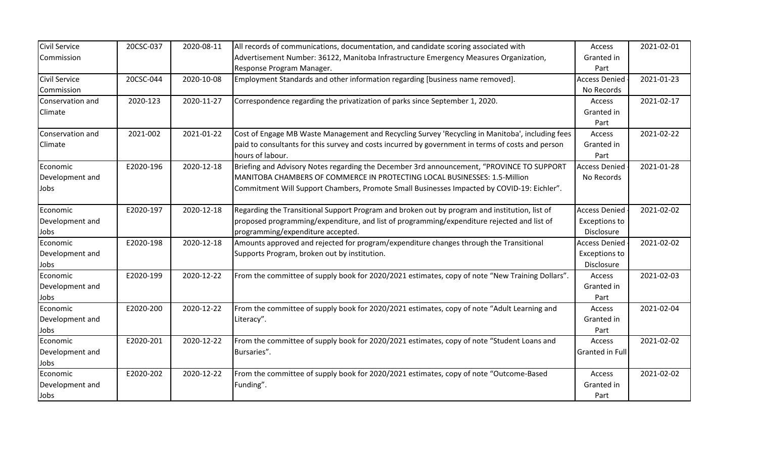| | | | | | |
|---|---|---|---|---|---|
| Civil Service Commission | 20CSC-037 | 2020-08-11 | All records of communications, documentation, and candidate scoring associated with Advertisement Number: 36122, Manitoba Infrastructure Emergency Measures Organization, Response Program Manager. | Access Granted in Part | 2021-02-01 |
| Civil Service Commission | 20CSC-044 | 2020-10-08 | Employment Standards and other information regarding [business name removed]. | Access Denied - No Records | 2021-01-23 |
| Conservation and Climate | 2020-123 | 2020-11-27 | Correspondence regarding the privatization of parks since September 1, 2020. | Access Granted in Part | 2021-02-17 |
| Conservation and Climate | 2021-002 | 2021-01-22 | Cost of Engage MB Waste Management and Recycling Survey 'Recycling in Manitoba', including fees paid to consultants for this survey and costs incurred by government in terms of costs and person hours of labour. | Access Granted in Part | 2021-02-22 |
| Economic Development and Jobs | E2020-196 | 2020-12-18 | Briefing and Advisory Notes regarding the December 3rd announcement, "PROVINCE TO SUPPORT MANITOBA CHAMBERS OF COMMERCE IN PROTECTING LOCAL BUSINESSES: 1.5-Million Commitment Will Support Chambers, Promote Small Businesses Impacted by COVID-19: Eichler". | Access Denied - No Records | 2021-01-28 |
| Economic Development and Jobs | E2020-197 | 2020-12-18 | Regarding the Transitional Support Program and broken out by program and institution, list of proposed programming/expenditure, and list of programming/expenditure rejected and list of programming/expenditure accepted. | Access Denied - Exceptions to Disclosure | 2021-02-02 |
| Economic Development and Jobs | E2020-198 | 2020-12-18 | Amounts approved and rejected for program/expenditure changes through the Transitional Supports Program, broken out by institution. | Access Denied - Exceptions to Disclosure | 2021-02-02 |
| Economic Development and Jobs | E2020-199 | 2020-12-22 | From the committee of supply book for 2020/2021 estimates, copy of note "New Training Dollars". | Access Granted in Part | 2021-02-03 |
| Economic Development and Jobs | E2020-200 | 2020-12-22 | From the committee of supply book for 2020/2021 estimates, copy of note "Adult Learning and Literacy". | Access Granted in Part | 2021-02-04 |
| Economic Development and Jobs | E2020-201 | 2020-12-22 | From the committee of supply book for 2020/2021 estimates, copy of note "Student Loans and Bursaries". | Access Granted in Full | 2021-02-02 |
| Economic Development and Jobs | E2020-202 | 2020-12-22 | From the committee of supply book for 2020/2021 estimates, copy of note "Outcome-Based Funding". | Access Granted in Part | 2021-02-02 |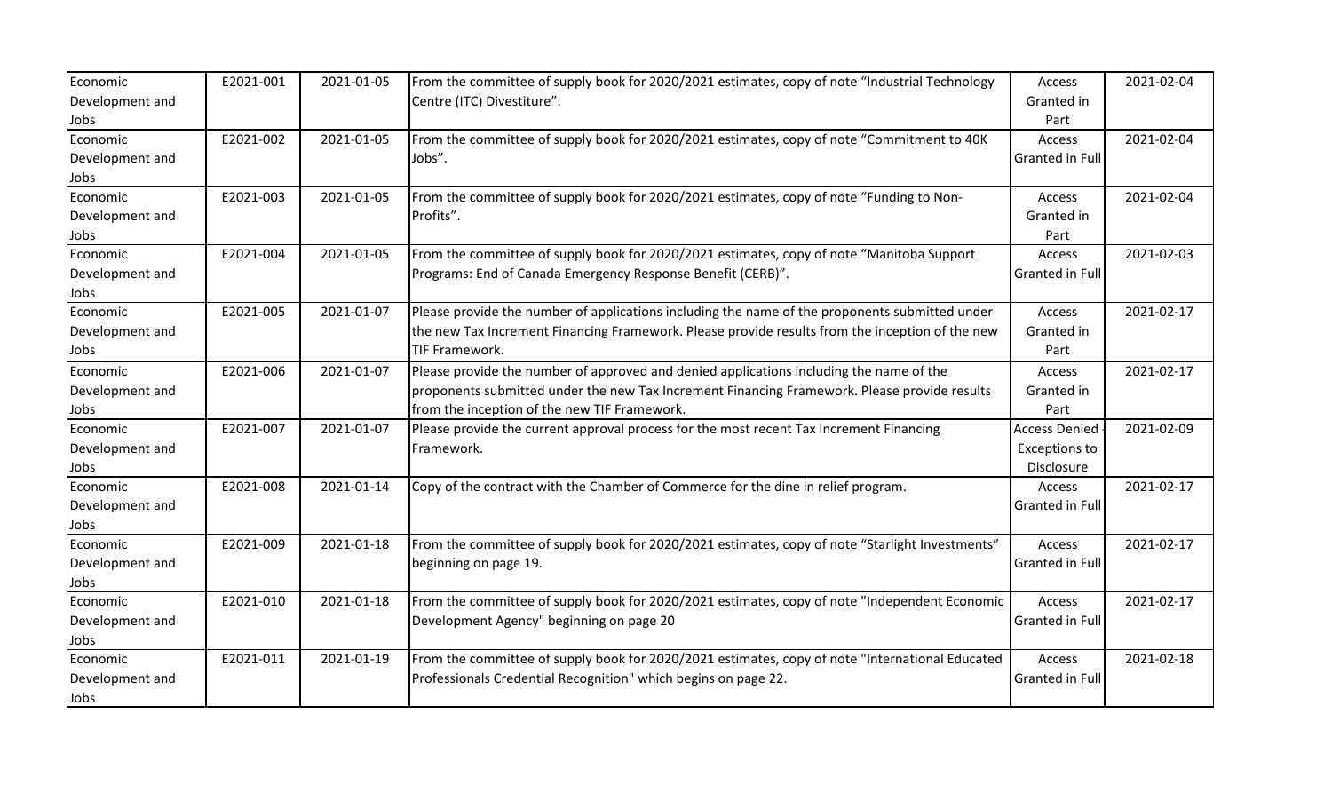| Economic Development and Jobs | E2021-001 | 2021-01-05 | From the committee of supply book for 2020/2021 estimates, copy of note "Industrial Technology Centre (ITC) Divestiture". | Access Granted in Part | 2021-02-04 |
|---|---|---|---|---|---|
| Economic Development and Jobs | E2021-002 | 2021-01-05 | From the committee of supply book for 2020/2021 estimates, copy of note "Commitment to 40K Jobs". | Access Granted in Full | 2021-02-04 |
| Economic Development and Jobs | E2021-003 | 2021-01-05 | From the committee of supply book for 2020/2021 estimates, copy of note "Funding to Non-Profits". | Access Granted in Part | 2021-02-04 |
| Economic Development and Jobs | E2021-004 | 2021-01-05 | From the committee of supply book for 2020/2021 estimates, copy of note "Manitoba Support Programs: End of Canada Emergency Response Benefit (CERB)". | Access Granted in Full | 2021-02-03 |
| Economic Development and Jobs | E2021-005 | 2021-01-07 | Please provide the number of applications including the name of the proponents submitted under the new Tax Increment Financing Framework. Please provide results from the inception of the new TIF Framework. | Access Granted in Part | 2021-02-17 |
| Economic Development and Jobs | E2021-006 | 2021-01-07 | Please provide the number of approved and denied applications including the name of the proponents submitted under the new Tax Increment Financing Framework. Please provide results from the inception of the new TIF Framework. | Access Granted in Part | 2021-02-17 |
| Economic Development and Jobs | E2021-007 | 2021-01-07 | Please provide the current approval process for the most recent Tax Increment Financing Framework. | Access Denied - Exceptions to Disclosure | 2021-02-09 |
| Economic Development and Jobs | E2021-008 | 2021-01-14 | Copy of the contract with the Chamber of Commerce for the dine in relief program. | Access Granted in Full | 2021-02-17 |
| Economic Development and Jobs | E2021-009 | 2021-01-18 | From the committee of supply book for 2020/2021 estimates, copy of note "Starlight Investments" beginning on page 19. | Access Granted in Full | 2021-02-17 |
| Economic Development and Jobs | E2021-010 | 2021-01-18 | From the committee of supply book for 2020/2021 estimates, copy of note "Independent Economic Development Agency" beginning on page 20 | Access Granted in Full | 2021-02-17 |
| Economic Development and Jobs | E2021-011 | 2021-01-19 | From the committee of supply book for 2020/2021 estimates, copy of note "International Educated Professionals Credential Recognition" which begins on page 22. | Access Granted in Full | 2021-02-18 |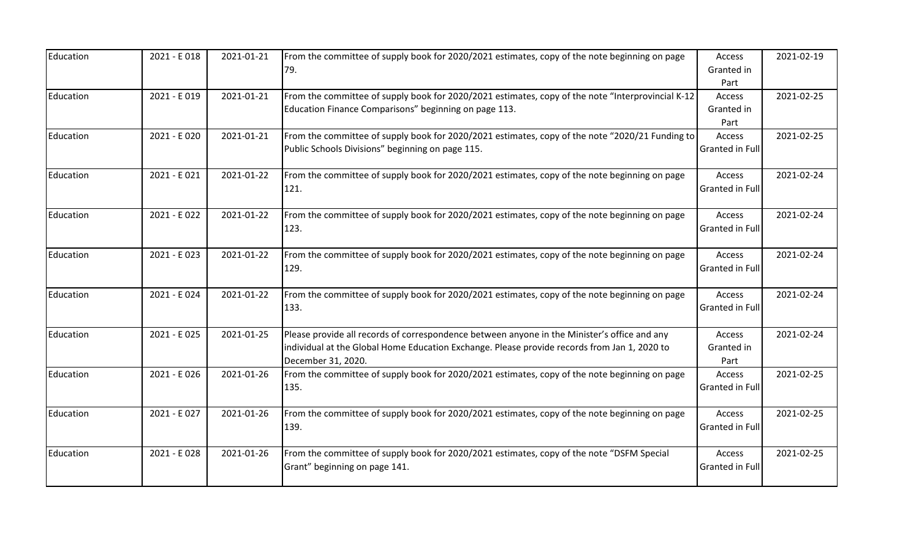| Education | 2021 - E 018 | 2021-01-21 | From the committee of supply book for 2020/2021 estimates, copy of the note beginning on page 79. | Access Granted in Part | 2021-02-19 |
|---|---|---|---|---|---|
| Education | 2021 - E 019 | 2021-01-21 | From the committee of supply book for 2020/2021 estimates, copy of the note "Interprovincial K-12 Education Finance Comparisons" beginning on page 113. | Access Granted in Part | 2021-02-25 |
| Education | 2021 - E 020 | 2021-01-21 | From the committee of supply book for 2020/2021 estimates, copy of the note "2020/21 Funding to Public Schools Divisions" beginning on page 115. | Access Granted in Full | 2021-02-25 |
| Education | 2021 - E 021 | 2021-01-22 | From the committee of supply book for 2020/2021 estimates, copy of the note beginning on page 121. | Access Granted in Full | 2021-02-24 |
| Education | 2021 - E 022 | 2021-01-22 | From the committee of supply book for 2020/2021 estimates, copy of the note beginning on page 123. | Access Granted in Full | 2021-02-24 |
| Education | 2021 - E 023 | 2021-01-22 | From the committee of supply book for 2020/2021 estimates, copy of the note beginning on page 129. | Access Granted in Full | 2021-02-24 |
| Education | 2021 - E 024 | 2021-01-22 | From the committee of supply book for 2020/2021 estimates, copy of the note beginning on page 133. | Access Granted in Full | 2021-02-24 |
| Education | 2021 - E 025 | 2021-01-25 | Please provide all records of correspondence between anyone in the Minister's office and any individual at the Global Home Education Exchange. Please provide records from Jan 1, 2020 to December 31, 2020. | Access Granted in Part | 2021-02-24 |
| Education | 2021 - E 026 | 2021-01-26 | From the committee of supply book for 2020/2021 estimates, copy of the note beginning on page 135. | Access Granted in Full | 2021-02-25 |
| Education | 2021 - E 027 | 2021-01-26 | From the committee of supply book for 2020/2021 estimates, copy of the note beginning on page 139. | Access Granted in Full | 2021-02-25 |
| Education | 2021 - E 028 | 2021-01-26 | From the committee of supply book for 2020/2021 estimates, copy of the note "DSFM Special Grant" beginning on page 141. | Access Granted in Full | 2021-02-25 |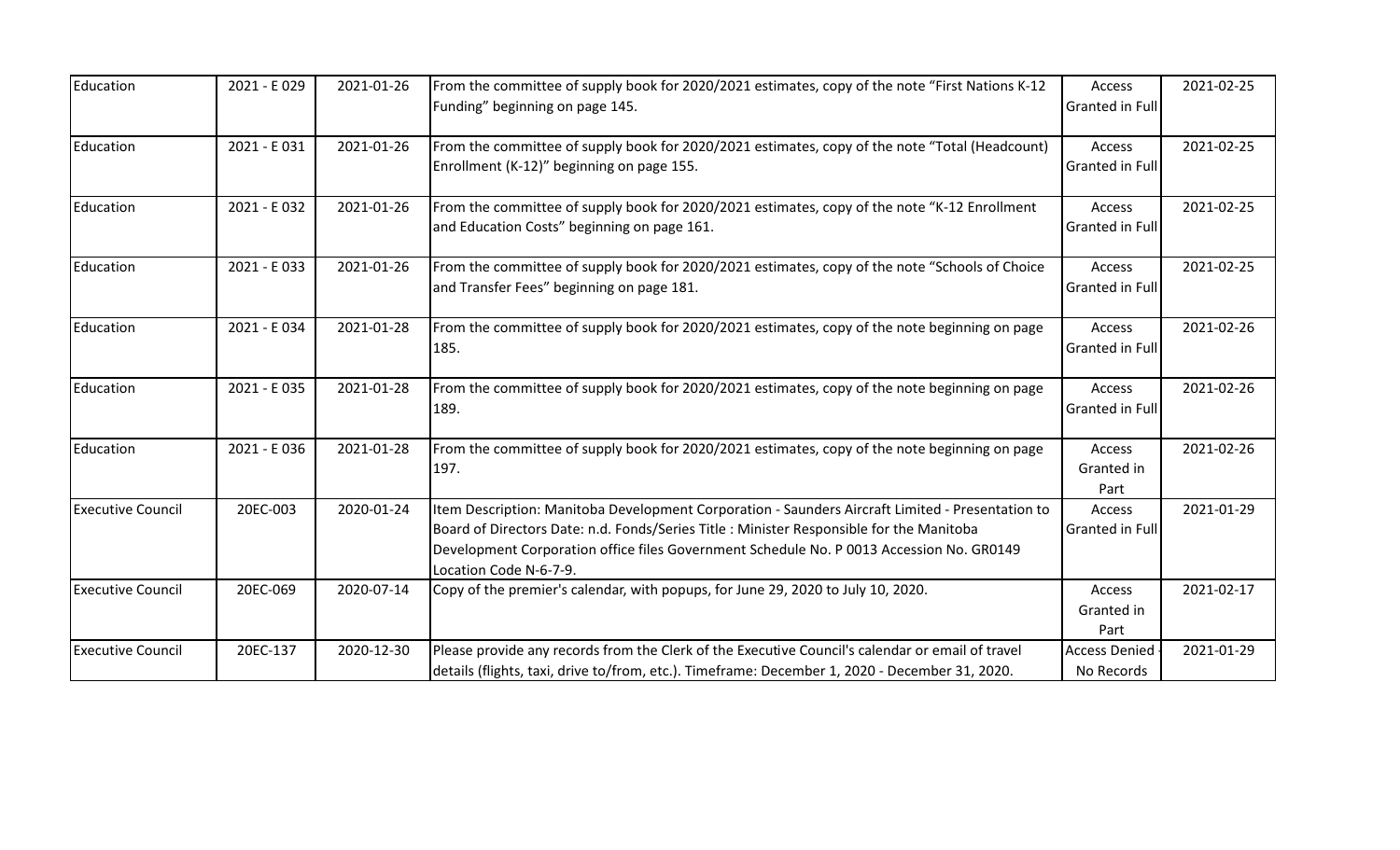| Education | 2021 - E 029 | 2021-01-26 | From the committee of supply book for 2020/2021 estimates, copy of the note "First Nations K-12 Funding" beginning on page 145. | Access Granted in Full | 2021-02-25 |
|---|---|---|---|---|---|
| Education | 2021 - E 031 | 2021-01-26 | From the committee of supply book for 2020/2021 estimates, copy of the note "Total (Headcount) Enrollment (K-12)" beginning on page 155. | Access Granted in Full | 2021-02-25 |
| Education | 2021 - E 032 | 2021-01-26 | From the committee of supply book for 2020/2021 estimates, copy of the note "K-12 Enrollment and Education Costs" beginning on page 161. | Access Granted in Full | 2021-02-25 |
| Education | 2021 - E 033 | 2021-01-26 | From the committee of supply book for 2020/2021 estimates, copy of the note "Schools of Choice and Transfer Fees" beginning on page 181. | Access Granted in Full | 2021-02-25 |
| Education | 2021 - E 034 | 2021-01-28 | From the committee of supply book for 2020/2021 estimates, copy of the note beginning on page 185. | Access Granted in Full | 2021-02-26 |
| Education | 2021 - E 035 | 2021-01-28 | From the committee of supply book for 2020/2021 estimates, copy of the note beginning on page 189. | Access Granted in Full | 2021-02-26 |
| Education | 2021 - E 036 | 2021-01-28 | From the committee of supply book for 2020/2021 estimates, copy of the note beginning on page 197. | Access Granted in Part | 2021-02-26 |
| Executive Council | 20EC-003 | 2020-01-24 | Item Description: Manitoba Development Corporation - Saunders Aircraft Limited - Presentation to Board of Directors Date: n.d. Fonds/Series Title : Minister Responsible for the Manitoba Development Corporation office files Government Schedule No. P 0013 Accession No. GR0149 Location Code N-6-7-9. | Access Granted in Full | 2021-01-29 |
| Executive Council | 20EC-069 | 2020-07-14 | Copy of the premier's calendar, with popups, for June 29, 2020 to July 10, 2020. | Access Granted in Part | 2021-02-17 |
| Executive Council | 20EC-137 | 2020-12-30 | Please provide any records from the Clerk of the Executive Council's calendar or email of travel details (flights, taxi, drive to/from, etc.). Timeframe: December 1, 2020 - December 31, 2020. | Access Denied - No Records | 2021-01-29 |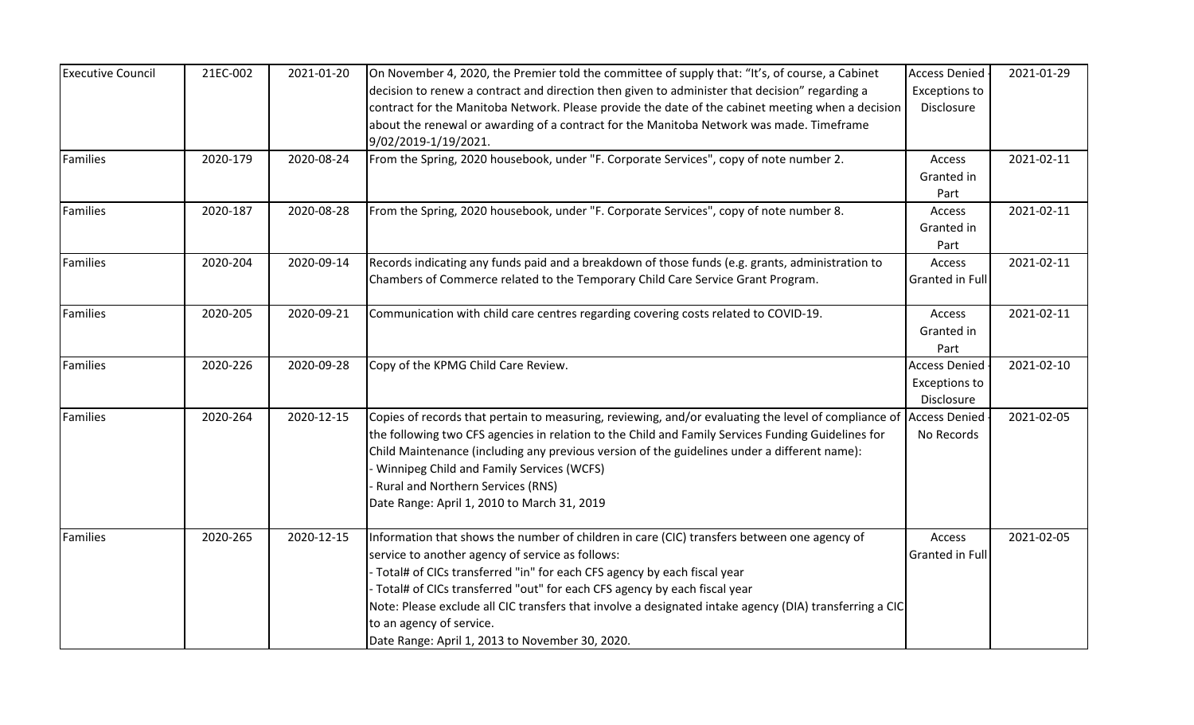| Executive Council | 21EC-002 | 2021-01-20 | On November 4, 2020, the Premier told the committee of supply that: "It's, of course, a Cabinet decision to renew a contract and direction then given to administer that decision" regarding a contract for the Manitoba Network. Please provide the date of the cabinet meeting when a decision about the renewal or awarding of a contract for the Manitoba Network was made. Timeframe 9/02/2019-1/19/2021. | Access Denied - Exceptions to Disclosure | 2021-01-29 |
|---|---|---|---|---|---|
| Families | 2020-179 | 2020-08-24 | From the Spring, 2020 housebook, under "F. Corporate Services", copy of note number 2. | Access Granted in Part | 2021-02-11 |
| Families | 2020-187 | 2020-08-28 | From the Spring, 2020 housebook, under "F. Corporate Services", copy of note number 8. | Access Granted in Part | 2021-02-11 |
| Families | 2020-204 | 2020-09-14 | Records indicating any funds paid and a breakdown of those funds (e.g. grants, administration to Chambers of Commerce related to the Temporary Child Care Service Grant Program. | Access Granted in Full | 2021-02-11 |
| Families | 2020-205 | 2020-09-21 | Communication with child care centres regarding covering costs related to COVID-19. | Access Granted in Part | 2021-02-11 |
| Families | 2020-226 | 2020-09-28 | Copy of the KPMG Child Care Review. | Access Denied - Exceptions to Disclosure | 2021-02-10 |
| Families | 2020-264 | 2020-12-15 | Copies of records that pertain to measuring, reviewing, and/or evaluating the level of compliance of the following two CFS agencies in relation to the Child and Family Services Funding Guidelines for Child Maintenance (including any previous version of the guidelines under a different name):<br>- Winnipeg Child and Family Services (WCFS)<br>- Rural and Northern Services (RNS)<br>Date Range: April 1, 2010 to March 31, 2019 | Access Denied - No Records | 2021-02-05 |
| Families | 2020-265 | 2020-12-15 | Information that shows the number of children in care (CIC) transfers between one agency of service to another agency of service as follows:<br>- Total# of CICs transferred "in" for each CFS agency by each fiscal year<br>- Total# of CICs transferred "out" for each CFS agency by each fiscal year<br>Note: Please exclude all CIC transfers that involve a designated intake agency (DIA) transferring a CIC to an agency of service.<br>Date Range: April 1, 2013 to November 30, 2020. | Access Granted in Full | 2021-02-05 |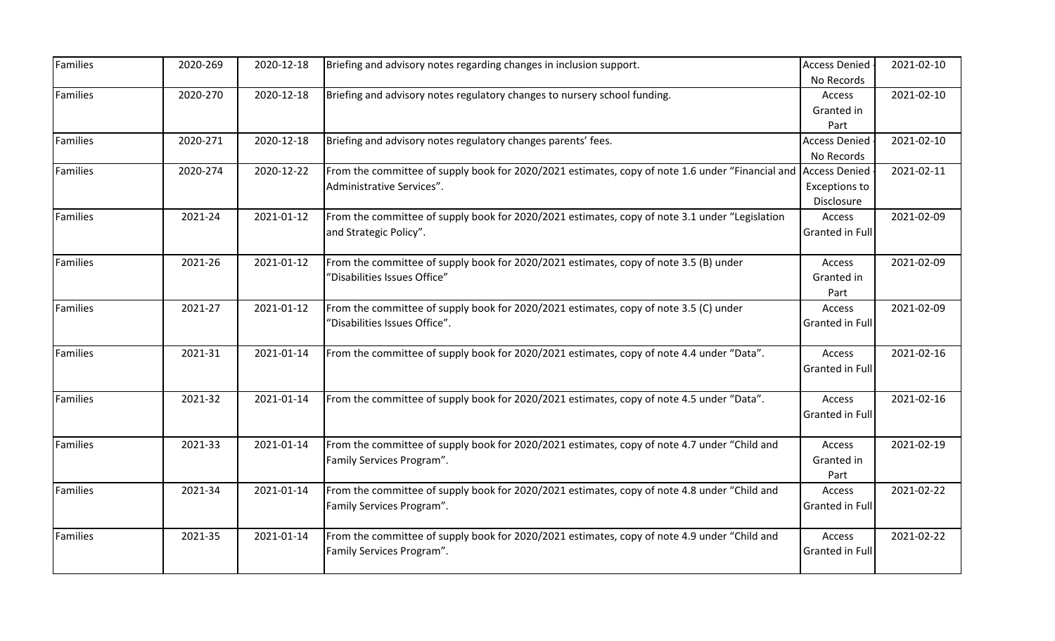| Families | 2020-269 | 2020-12-18 | Briefing and advisory notes regarding changes in inclusion support. | Access Denied - No Records | 2021-02-10 |
|---|---|---|---|---|---|
| Families | 2020-270 | 2020-12-18 | Briefing and advisory notes regulatory changes to nursery school funding. | Access Granted in Part | 2021-02-10 |
| Families | 2020-271 | 2020-12-18 | Briefing and advisory notes regulatory changes parents' fees. | Access Denied - No Records | 2021-02-10 |
| Families | 2020-274 | 2020-12-22 | From the committee of supply book for 2020/2021 estimates, copy of note 1.6 under "Financial and Administrative Services". | Access Denied - Exceptions to Disclosure | 2021-02-11 |
| Families | 2021-24 | 2021-01-12 | From the committee of supply book for 2020/2021 estimates, copy of note 3.1 under "Legislation and Strategic Policy". | Access Granted in Full | 2021-02-09 |
| Families | 2021-26 | 2021-01-12 | From the committee of supply book for 2020/2021 estimates, copy of note 3.5 (B) under "Disabilities Issues Office" | Access Granted in Part | 2021-02-09 |
| Families | 2021-27 | 2021-01-12 | From the committee of supply book for 2020/2021 estimates, copy of note 3.5 (C) under "Disabilities Issues Office". | Access Granted in Full | 2021-02-09 |
| Families | 2021-31 | 2021-01-14 | From the committee of supply book for 2020/2021 estimates, copy of note 4.4 under "Data". | Access Granted in Full | 2021-02-16 |
| Families | 2021-32 | 2021-01-14 | From the committee of supply book for 2020/2021 estimates, copy of note 4.5 under "Data". | Access Granted in Full | 2021-02-16 |
| Families | 2021-33 | 2021-01-14 | From the committee of supply book for 2020/2021 estimates, copy of note 4.7 under "Child and Family Services Program". | Access Granted in Part | 2021-02-19 |
| Families | 2021-34 | 2021-01-14 | From the committee of supply book for 2020/2021 estimates, copy of note 4.8 under "Child and Family Services Program". | Access Granted in Full | 2021-02-22 |
| Families | 2021-35 | 2021-01-14 | From the committee of supply book for 2020/2021 estimates, copy of note 4.9 under "Child and Family Services Program". | Access Granted in Full | 2021-02-22 |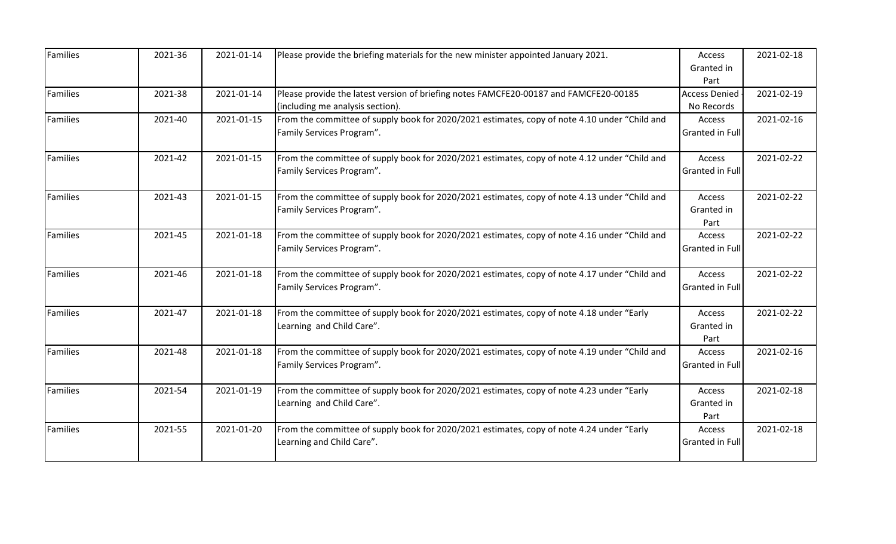| Families | 2021-36 | 2021-01-14 | Please provide the briefing materials for the new minister appointed January 2021. | Access Granted in Part | 2021-02-18 |
|---|---|---|---|---|---|
| Families | 2021-38 | 2021-01-14 | Please provide the latest version of briefing notes FAMCFE20-00187 and FAMCFE20-00185 (including me analysis section). | Access Denied - No Records | 2021-02-19 |
| Families | 2021-40 | 2021-01-15 | From the committee of supply book for 2020/2021 estimates, copy of note 4.10 under "Child and Family Services Program". | Access Granted in Full | 2021-02-16 |
| Families | 2021-42 | 2021-01-15 | From the committee of supply book for 2020/2021 estimates, copy of note 4.12 under "Child and Family Services Program". | Access Granted in Full | 2021-02-22 |
| Families | 2021-43 | 2021-01-15 | From the committee of supply book for 2020/2021 estimates, copy of note 4.13 under "Child and Family Services Program". | Access Granted in Part | 2021-02-22 |
| Families | 2021-45 | 2021-01-18 | From the committee of supply book for 2020/2021 estimates, copy of note 4.16 under "Child and Family Services Program". | Access Granted in Full | 2021-02-22 |
| Families | 2021-46 | 2021-01-18 | From the committee of supply book for 2020/2021 estimates, copy of note 4.17 under "Child and Family Services Program". | Access Granted in Full | 2021-02-22 |
| Families | 2021-47 | 2021-01-18 | From the committee of supply book for 2020/2021 estimates, copy of note 4.18 under "Early Learning and Child Care". | Access Granted in Part | 2021-02-22 |
| Families | 2021-48 | 2021-01-18 | From the committee of supply book for 2020/2021 estimates, copy of note 4.19 under "Child and Family Services Program". | Access Granted in Full | 2021-02-16 |
| Families | 2021-54 | 2021-01-19 | From the committee of supply book for 2020/2021 estimates, copy of note 4.23 under "Early Learning and Child Care". | Access Granted in Part | 2021-02-18 |
| Families | 2021-55 | 2021-01-20 | From the committee of supply book for 2020/2021 estimates, copy of note 4.24 under "Early Learning and Child Care". | Access Granted in Full | 2021-02-18 |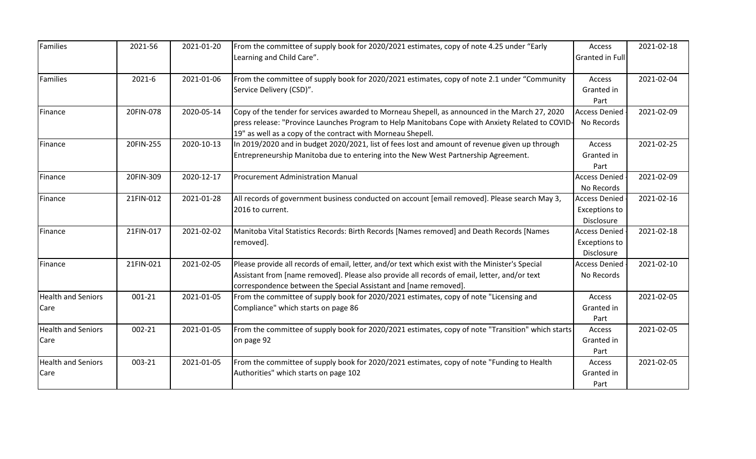| Families | 2021-56 | 2021-01-20 | From the committee of supply book for 2020/2021 estimates, copy of note 4.25 under "Early Learning and Child Care". | Access Granted in Full | 2021-02-18 |
|---|---|---|---|---|---|
| Families | 2021-6 | 2021-01-06 | From the committee of supply book for 2020/2021 estimates, copy of note 2.1 under "Community Service Delivery (CSD)". | Access Granted in Part | 2021-02-04 |
| Finance | 20FIN-078 | 2020-05-14 | Copy of the tender for services awarded to Morneau Shepell, as announced in the March 27, 2020 press release: "Province Launches Program to Help Manitobans Cope with Anxiety Related to COVID-19" as well as a copy of the contract with Morneau Shepell. | Access Denied - No Records | 2021-02-09 |
| Finance | 20FIN-255 | 2020-10-13 | In 2019/2020 and in budget 2020/2021, list of fees lost and amount of revenue given up through Entrepreneurship Manitoba due to entering into the New West Partnership Agreement. | Access Granted in Part | 2021-02-25 |
| Finance | 20FIN-309 | 2020-12-17 | Procurement Administration Manual | Access Denied - No Records | 2021-02-09 |
| Finance | 21FIN-012 | 2021-01-28 | All records of government business conducted on account [email removed]. Please search May 3, 2016 to current. | Access Denied - Exceptions to Disclosure | 2021-02-16 |
| Finance | 21FIN-017 | 2021-02-02 | Manitoba Vital Statistics Records: Birth Records [Names removed] and Death Records [Names removed]. | Access Denied - Exceptions to Disclosure | 2021-02-18 |
| Finance | 21FIN-021 | 2021-02-05 | Please provide all records of email, letter, and/or text which exist with the Minister's Special Assistant from [name removed]. Please also provide all records of email, letter, and/or text correspondence between the Special Assistant and [name removed]. | Access Denied - No Records | 2021-02-10 |
| Health and Seniors Care | 001-21 | 2021-01-05 | From the committee of supply book for 2020/2021 estimates, copy of note "Licensing and Compliance" which starts on page 86 | Access Granted in Part | 2021-02-05 |
| Health and Seniors Care | 002-21 | 2021-01-05 | From the committee of supply book for 2020/2021 estimates, copy of note "Transition" which starts on page 92 | Access Granted in Part | 2021-02-05 |
| Health and Seniors Care | 003-21 | 2021-01-05 | From the committee of supply book for 2020/2021 estimates, copy of note "Funding to Health Authorities" which starts on page 102 | Access Granted in Part | 2021-02-05 |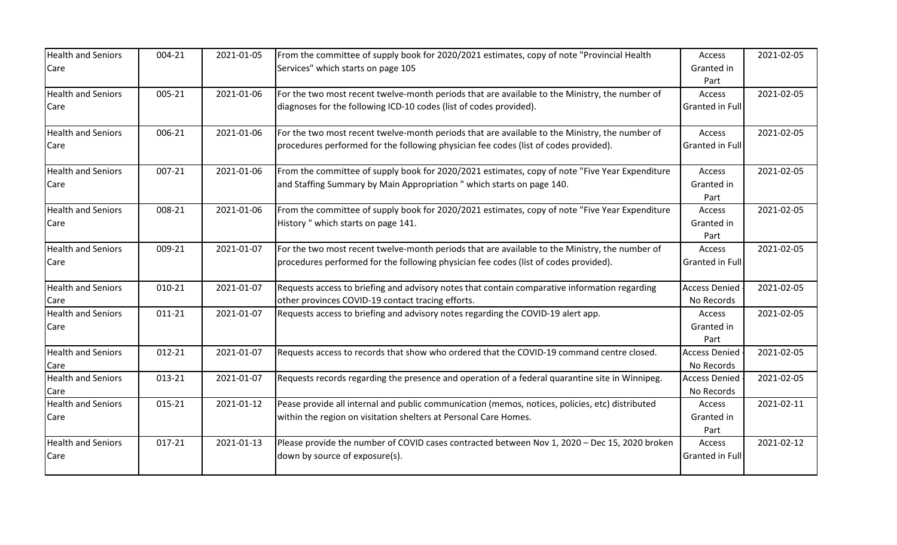| | | | | | |
|---|---|---|---|---|---|
| Health and Seniors Care | 004-21 | 2021-01-05 | From the committee of supply book for 2020/2021 estimates, copy of note "Provincial Health Services" which starts on page 105 | Access Granted in Part | 2021-02-05 |
| Health and Seniors Care | 005-21 | 2021-01-06 | For the two most recent twelve-month periods that are available to the Ministry, the number of diagnoses for the following ICD-10 codes (list of codes provided). | Access Granted in Full | 2021-02-05 |
| Health and Seniors Care | 006-21 | 2021-01-06 | For the two most recent twelve-month periods that are available to the Ministry, the number of procedures performed for the following physician fee codes (list of codes provided). | Access Granted in Full | 2021-02-05 |
| Health and Seniors Care | 007-21 | 2021-01-06 | From the committee of supply book for 2020/2021 estimates, copy of note "Five Year Expenditure and Staffing Summary by Main Appropriation " which starts on page 140. | Access Granted in Part | 2021-02-05 |
| Health and Seniors Care | 008-21 | 2021-01-06 | From the committee of supply book for 2020/2021 estimates, copy of note "Five Year Expenditure History " which starts on page 141. | Access Granted in Part | 2021-02-05 |
| Health and Seniors Care | 009-21 | 2021-01-07 | For the two most recent twelve-month periods that are available to the Ministry, the number of procedures performed for the following physician fee codes (list of codes provided). | Access Granted in Full | 2021-02-05 |
| Health and Seniors Care | 010-21 | 2021-01-07 | Requests access to briefing and advisory notes that contain comparative information regarding other provinces COVID-19 contact tracing efforts. | Access Denied - No Records | 2021-02-05 |
| Health and Seniors Care | 011-21 | 2021-01-07 | Requests access to briefing and advisory notes regarding the COVID-19 alert app. | Access Granted in Part | 2021-02-05 |
| Health and Seniors Care | 012-21 | 2021-01-07 | Requests access to records that show who ordered that the COVID-19 command centre closed. | Access Denied - No Records | 2021-02-05 |
| Health and Seniors Care | 013-21 | 2021-01-07 | Requests records regarding the presence and operation of a federal quarantine site in Winnipeg. | Access Denied - No Records | 2021-02-05 |
| Health and Seniors Care | 015-21 | 2021-01-12 | Pease provide all internal and public communication (memos, notices, policies, etc) distributed within the region on visitation shelters at Personal Care Homes. | Access Granted in Part | 2021-02-11 |
| Health and Seniors Care | 017-21 | 2021-01-13 | Please provide the number of COVID cases contracted between Nov 1, 2020 – Dec 15, 2020 broken down by source of exposure(s). | Access Granted in Full | 2021-02-12 |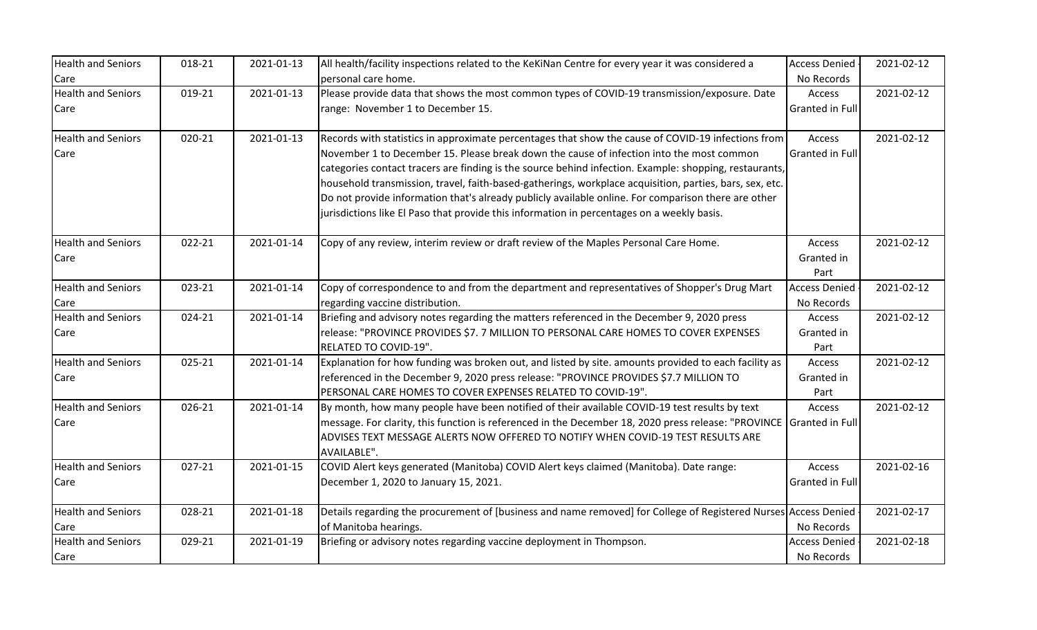| Health and Seniors Care | 018-21 | 2021-01-13 | All health/facility inspections related to the KeKiNan Centre for every year it was considered a personal care home. | Access Denied - No Records | 2021-02-12 |
|---|---|---|---|---|---|
| Health and Seniors Care | 019-21 | 2021-01-13 | Please provide data that shows the most common types of COVID-19 transmission/exposure. Date range: November 1 to December 15. | Access Granted in Full | 2021-02-12 |
| Health and Seniors Care | 020-21 | 2021-01-13 | Records with statistics in approximate percentages that show the cause of COVID-19 infections from November 1 to December 15. Please break down the cause of infection into the most common categories contact tracers are finding is the source behind infection. Example: shopping, restaurants, household transmission, travel, faith-based-gatherings, workplace acquisition, parties, bars, sex, etc. Do not provide information that's already publicly available online. For comparison there are other jurisdictions like El Paso that provide this information in percentages on a weekly basis. | Access Granted in Full | 2021-02-12 |
| Health and Seniors Care | 022-21 | 2021-01-14 | Copy of any review, interim review or draft review of the Maples Personal Care Home. | Access Granted in Part | 2021-02-12 |
| Health and Seniors Care | 023-21 | 2021-01-14 | Copy of correspondence to and from the department and representatives of Shopper's Drug Mart regarding vaccine distribution. | Access Denied - No Records | 2021-02-12 |
| Health and Seniors Care | 024-21 | 2021-01-14 | Briefing and advisory notes regarding the matters referenced in the December 9, 2020 press release: "PROVINCE PROVIDES $7. 7 MILLION TO PERSONAL CARE HOMES TO COVER EXPENSES RELATED TO COVID-19". | Access Granted in Part | 2021-02-12 |
| Health and Seniors Care | 025-21 | 2021-01-14 | Explanation for how funding was broken out, and listed by site. amounts provided to each facility as referenced in the December 9, 2020 press release: "PROVINCE PROVIDES $7.7 MILLION TO PERSONAL CARE HOMES TO COVER EXPENSES RELATED TO COVID-19". | Access Granted in Part | 2021-02-12 |
| Health and Seniors Care | 026-21 | 2021-01-14 | By month, how many people have been notified of their available COVID-19 test results by text message. For clarity, this function is referenced in the December 18, 2020 press release: "PROVINCE ADVISES TEXT MESSAGE ALERTS NOW OFFERED TO NOTIFY WHEN COVID-19 TEST RESULTS ARE AVAILABLE". | Access Granted in Full | 2021-02-12 |
| Health and Seniors Care | 027-21 | 2021-01-15 | COVID Alert keys generated (Manitoba) COVID Alert keys claimed (Manitoba). Date range: December 1, 2020 to January 15, 2021. | Access Granted in Full | 2021-02-16 |
| Health and Seniors Care | 028-21 | 2021-01-18 | Details regarding the procurement of [business and name removed] for College of Registered Nurses of Manitoba hearings. | Access Denied - No Records | 2021-02-17 |
| Health and Seniors Care | 029-21 | 2021-01-19 | Briefing or advisory notes regarding vaccine deployment in Thompson. | Access Denied - No Records | 2021-02-18 |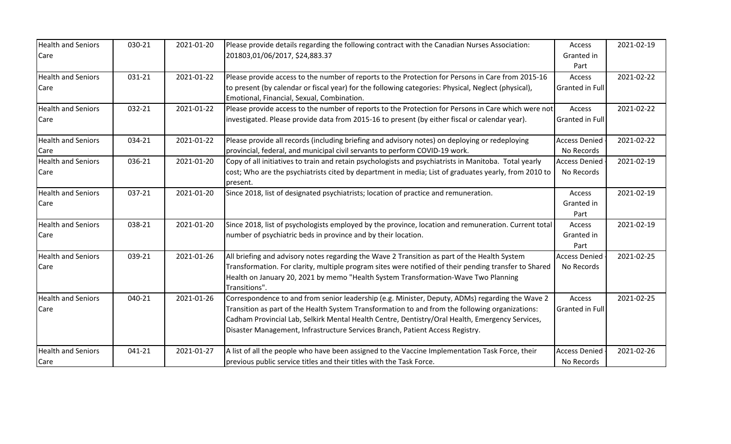| | | | | | |
|---|---|---|---|---|---|
| Health and Seniors Care | 030-21 | 2021-01-20 | Please provide details regarding the following contract with the Canadian Nurses Association: 201803,01/06/2017, $24,883.37 | Access Granted in Part | 2021-02-19 |
| Health and Seniors Care | 031-21 | 2021-01-22 | Please provide access to the number of reports to the Protection for Persons in Care from 2015-16 to present (by calendar or fiscal year) for the following categories: Physical, Neglect (physical), Emotional, Financial, Sexual, Combination. | Access Granted in Full | 2021-02-22 |
| Health and Seniors Care | 032-21 | 2021-01-22 | Please provide access to the number of reports to the Protection for Persons in Care which were not investigated. Please provide data from 2015-16 to present (by either fiscal or calendar year). | Access Granted in Full | 2021-02-22 |
| Health and Seniors Care | 034-21 | 2021-01-22 | Please provide all records (including briefing and advisory notes) on deploying or redeploying provincial, federal, and municipal civil servants to perform COVID-19 work. | Access Denied - No Records | 2021-02-22 |
| Health and Seniors Care | 036-21 | 2021-01-20 | Copy of all initiatives to train and retain psychologists and psychiatrists in Manitoba. Total yearly cost; Who are the psychiatrists cited by department in media; List of graduates yearly, from 2010 to present. | Access Denied - No Records | 2021-02-19 |
| Health and Seniors Care | 037-21 | 2021-01-20 | Since 2018, list of designated psychiatrists; location of practice and remuneration. | Access Granted in Part | 2021-02-19 |
| Health and Seniors Care | 038-21 | 2021-01-20 | Since 2018, list of psychologists employed by the province, location and remuneration. Current total number of psychiatric beds in province and by their location. | Access Granted in Part | 2021-02-19 |
| Health and Seniors Care | 039-21 | 2021-01-26 | All briefing and advisory notes regarding the Wave 2 Transition as part of the Health System Transformation. For clarity, multiple program sites were notified of their pending transfer to Shared Health on January 20, 2021 by memo "Health System Transformation-Wave Two Planning Transitions". | Access Denied - No Records | 2021-02-25 |
| Health and Seniors Care | 040-21 | 2021-01-26 | Correspondence to and from senior leadership (e.g. Minister, Deputy, ADMs) regarding the Wave 2 Transition as part of the Health System Transformation to and from the following organizations: Cadham Provincial Lab, Selkirk Mental Health Centre, Dentistry/Oral Health, Emergency Services, Disaster Management, Infrastructure Services Branch, Patient Access Registry. | Access Granted in Full | 2021-02-25 |
| Health and Seniors Care | 041-21 | 2021-01-27 | A list of all the people who have been assigned to the Vaccine Implementation Task Force, their previous public service titles and their titles with the Task Force. | Access Denied - No Records | 2021-02-26 |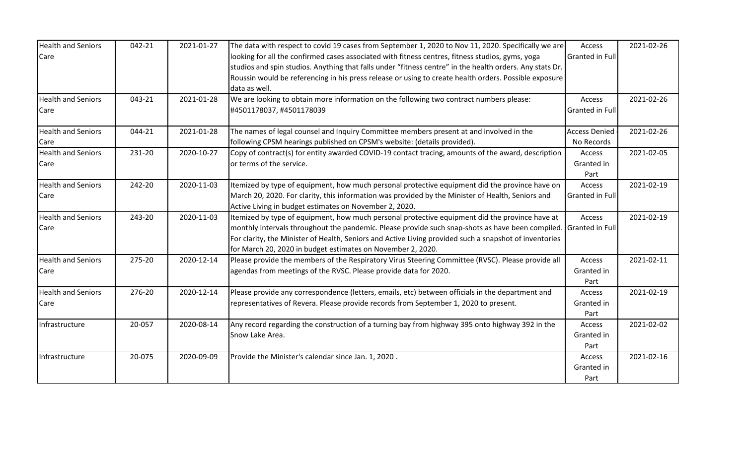| | | | | | |
|---|---|---|---|---|---|
| Health and Seniors Care | 042-21 | 2021-01-27 | The data with respect to covid 19 cases from September 1, 2020 to Nov 11, 2020. Specifically we are looking for all the confirmed cases associated with fitness centres, fitness studios, gyms, yoga studios and spin studios. Anything that falls under "fitness centre" in the health orders. Any stats Dr. Roussin would be referencing in his press release or using to create health orders. Possible exposure data as well. | Access Granted in Full | 2021-02-26 |
| Health and Seniors Care | 043-21 | 2021-01-28 | We are looking to obtain more information on the following two contract numbers please: #4501178037, #4501178039 | Access Granted in Full | 2021-02-26 |
| Health and Seniors Care | 044-21 | 2021-01-28 | The names of legal counsel and Inquiry Committee members present at and involved in the following CPSM hearings published on CPSM's website: (details provided). | Access Denied - No Records | 2021-02-26 |
| Health and Seniors Care | 231-20 | 2020-10-27 | Copy of contract(s) for entity awarded COVID-19 contact tracing, amounts of the award, description or terms of the service. | Access Granted in Part | 2021-02-05 |
| Health and Seniors Care | 242-20 | 2020-11-03 | Itemized by type of equipment, how much personal protective equipment did the province have on March 20, 2020. For clarity, this information was provided by the Minister of Health, Seniors and Active Living in budget estimates on November 2, 2020. | Access Granted in Full | 2021-02-19 |
| Health and Seniors Care | 243-20 | 2020-11-03 | Itemized by type of equipment, how much personal protective equipment did the province have at monthly intervals throughout the pandemic. Please provide such snap-shots as have been compiled. For clarity, the Minister of Health, Seniors and Active Living provided such a snapshot of inventories for March 20, 2020 in budget estimates on November 2, 2020. | Access Granted in Full | 2021-02-19 |
| Health and Seniors Care | 275-20 | 2020-12-14 | Please provide the members of the Respiratory Virus Steering Committee (RVSC). Please provide all agendas from meetings of the RVSC. Please provide data for 2020. | Access Granted in Part | 2021-02-11 |
| Health and Seniors Care | 276-20 | 2020-12-14 | Please provide any correspondence (letters, emails, etc) between officials in the department and representatives of Revera. Please provide records from September 1, 2020 to present. | Access Granted in Part | 2021-02-19 |
| Infrastructure | 20-057 | 2020-08-14 | Any record regarding the construction of a turning bay from highway 395 onto highway 392 in the Snow Lake Area. | Access Granted in Part | 2021-02-02 |
| Infrastructure | 20-075 | 2020-09-09 | Provide the Minister's calendar since Jan. 1, 2020 . | Access Granted in Part | 2021-02-16 |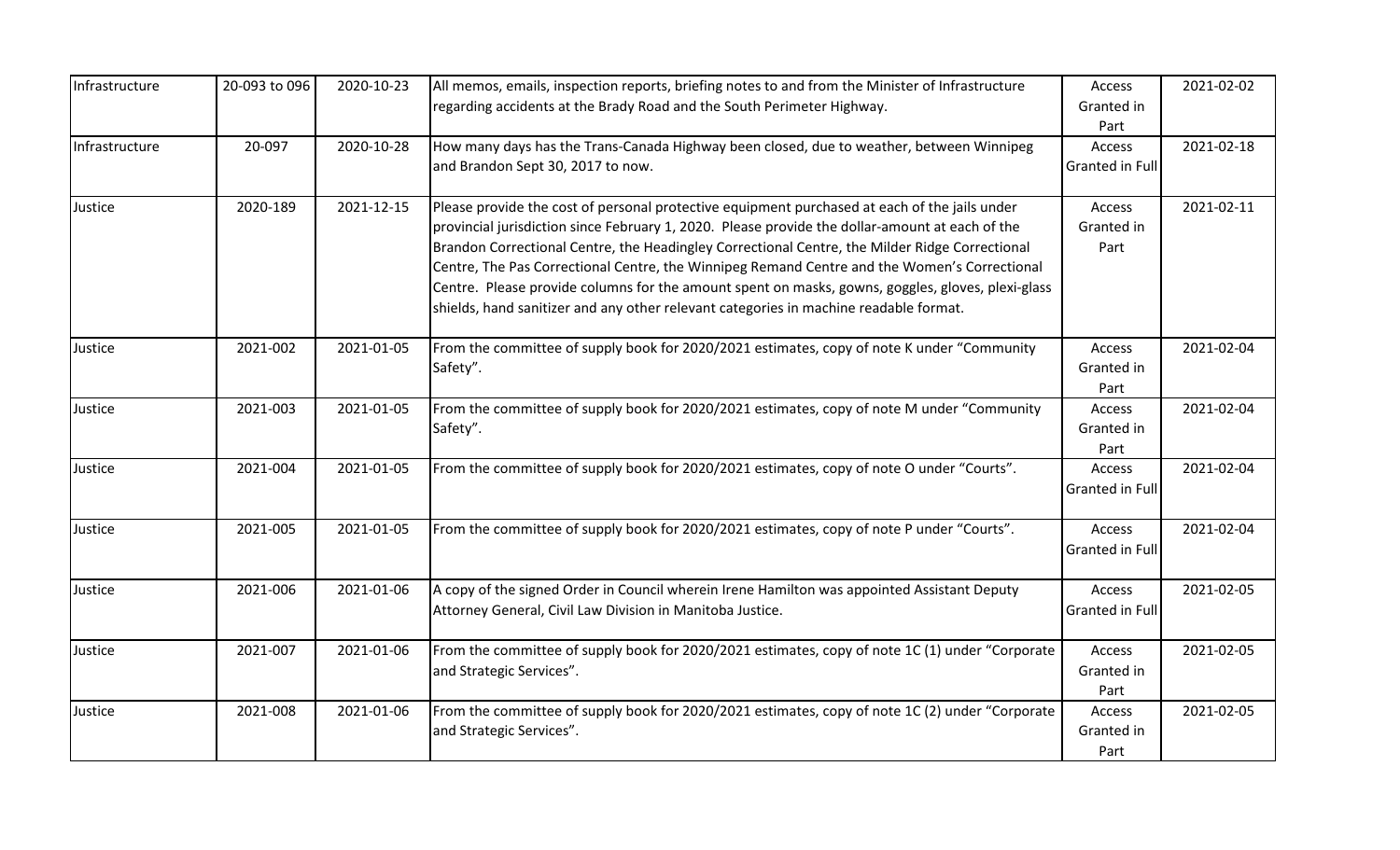| Infrastructure | 20-093 to 096 | 2020-10-23 | All memos, emails, inspection reports, briefing notes to and from the Minister of Infrastructure regarding accidents at the Brady Road and the South Perimeter Highway. | Access Granted in Part | 2021-02-02 |
|---|---|---|---|---|---|
| Infrastructure | 20-097 | 2020-10-28 | How many days has the Trans-Canada Highway been closed, due to weather, between Winnipeg and Brandon Sept 30, 2017 to now. | Access Granted in Full | 2021-02-18 |
| Justice | 2020-189 | 2021-12-15 | Please provide the cost of personal protective equipment purchased at each of the jails under provincial jurisdiction since February 1, 2020. Please provide the dollar-amount at each of the Brandon Correctional Centre, the Headingley Correctional Centre, the Milder Ridge Correctional Centre, The Pas Correctional Centre, the Winnipeg Remand Centre and the Women's Correctional Centre. Please provide columns for the amount spent on masks, gowns, goggles, gloves, plexi-glass shields, hand sanitizer and any other relevant categories in machine readable format. | Access Granted in Part | 2021-02-11 |
| Justice | 2021-002 | 2021-01-05 | From the committee of supply book for 2020/2021 estimates, copy of note K under "Community Safety". | Access Granted in Part | 2021-02-04 |
| Justice | 2021-003 | 2021-01-05 | From the committee of supply book for 2020/2021 estimates, copy of note M under "Community Safety". | Access Granted in Part | 2021-02-04 |
| Justice | 2021-004 | 2021-01-05 | From the committee of supply book for 2020/2021 estimates, copy of note O under "Courts". | Access Granted in Full | 2021-02-04 |
| Justice | 2021-005 | 2021-01-05 | From the committee of supply book for 2020/2021 estimates, copy of note P under "Courts". | Access Granted in Full | 2021-02-04 |
| Justice | 2021-006 | 2021-01-06 | A copy of the signed Order in Council wherein Irene Hamilton was appointed Assistant Deputy Attorney General, Civil Law Division in Manitoba Justice. | Access Granted in Full | 2021-02-05 |
| Justice | 2021-007 | 2021-01-06 | From the committee of supply book for 2020/2021 estimates, copy of note 1C (1) under "Corporate and Strategic Services". | Access Granted in Part | 2021-02-05 |
| Justice | 2021-008 | 2021-01-06 | From the committee of supply book for 2020/2021 estimates, copy of note 1C (2) under "Corporate and Strategic Services". | Access Granted in Part | 2021-02-05 |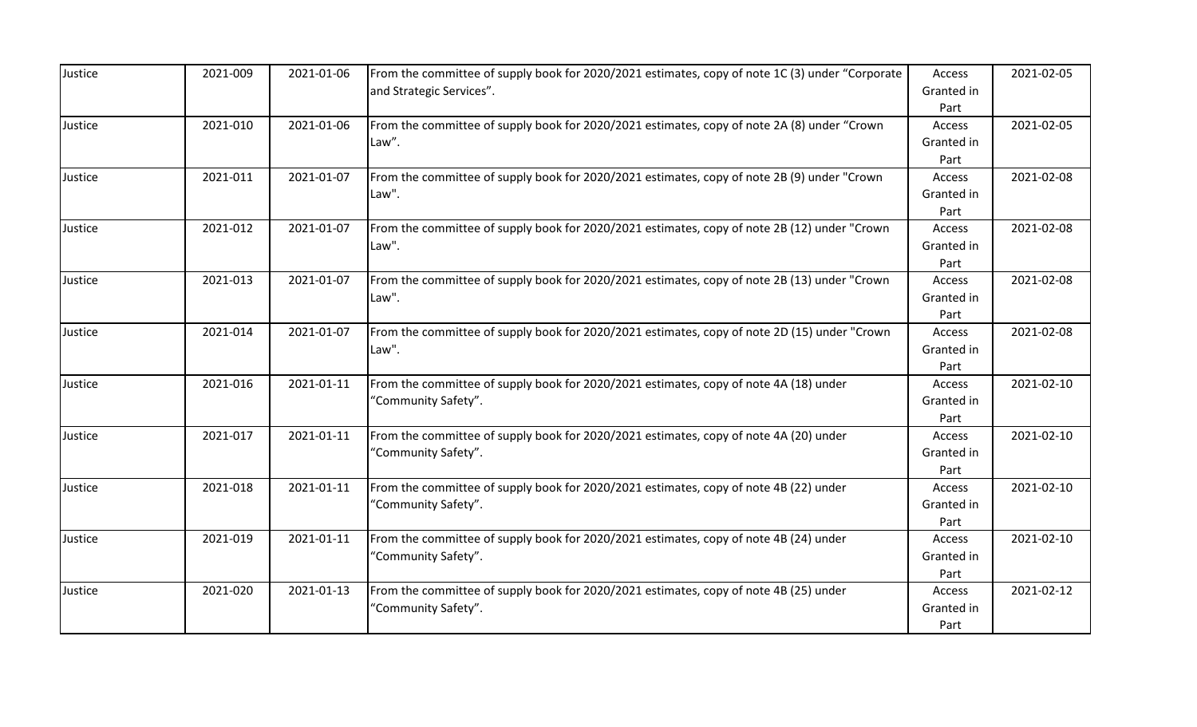| | | | | | |
|---|---|---|---|---|---|
| Justice | 2021-009 | 2021-01-06 | From the committee of supply book for 2020/2021 estimates, copy of note 1C (3) under “Corporate and Strategic Services”. | Access Granted in Part | 2021-02-05 |
| Justice | 2021-010 | 2021-01-06 | From the committee of supply book for 2020/2021 estimates, copy of note 2A (8) under “Crown Law”. | Access Granted in Part | 2021-02-05 |
| Justice | 2021-011 | 2021-01-07 | From the committee of supply book for 2020/2021 estimates, copy of note 2B (9) under "Crown Law". | Access Granted in Part | 2021-02-08 |
| Justice | 2021-012 | 2021-01-07 | From the committee of supply book for 2020/2021 estimates, copy of note 2B (12) under "Crown Law". | Access Granted in Part | 2021-02-08 |
| Justice | 2021-013 | 2021-01-07 | From the committee of supply book for 2020/2021 estimates, copy of note 2B (13) under "Crown Law". | Access Granted in Part | 2021-02-08 |
| Justice | 2021-014 | 2021-01-07 | From the committee of supply book for 2020/2021 estimates, copy of note 2D (15) under "Crown Law". | Access Granted in Part | 2021-02-08 |
| Justice | 2021-016 | 2021-01-11 | From the committee of supply book for 2020/2021 estimates, copy of note 4A (18) under “Community Safety”. | Access Granted in Part | 2021-02-10 |
| Justice | 2021-017 | 2021-01-11 | From the committee of supply book for 2020/2021 estimates, copy of note 4A (20) under “Community Safety”. | Access Granted in Part | 2021-02-10 |
| Justice | 2021-018 | 2021-01-11 | From the committee of supply book for 2020/2021 estimates, copy of note 4B (22) under “Community Safety”. | Access Granted in Part | 2021-02-10 |
| Justice | 2021-019 | 2021-01-11 | From the committee of supply book for 2020/2021 estimates, copy of note 4B (24) under “Community Safety”. | Access Granted in Part | 2021-02-10 |
| Justice | 2021-020 | 2021-01-13 | From the committee of supply book for 2020/2021 estimates, copy of note 4B (25) under “Community Safety”. | Access Granted in Part | 2021-02-12 |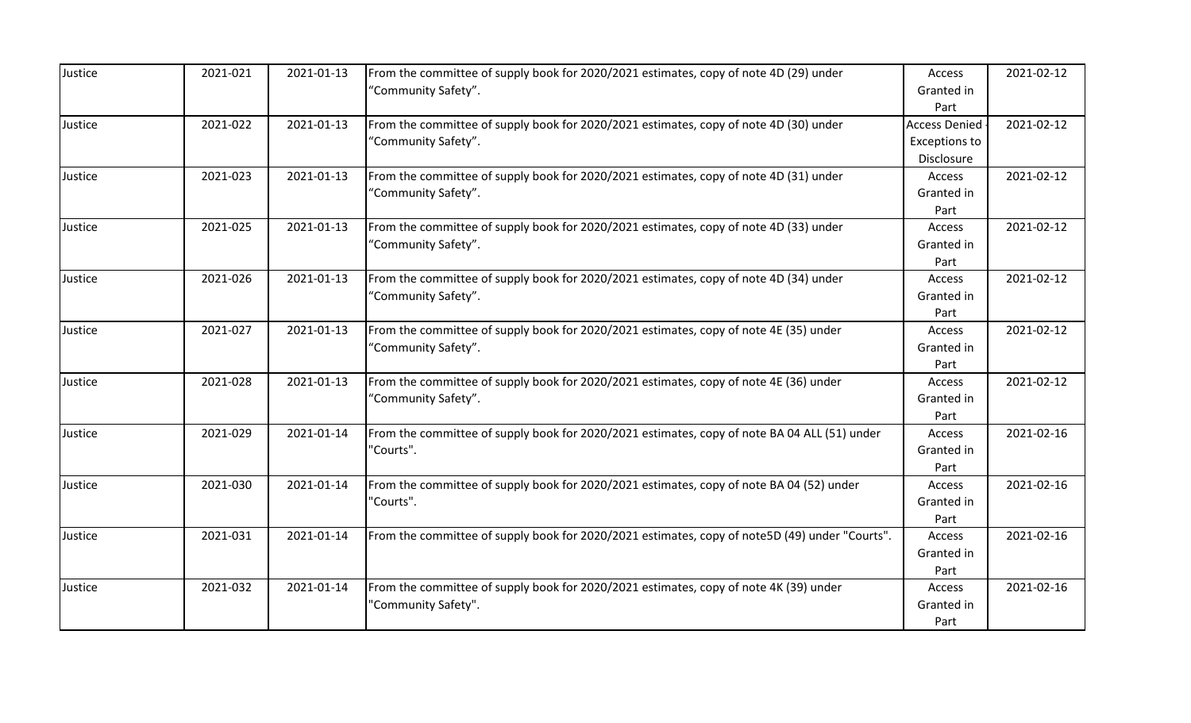| Justice | 2021-021 | 2021-01-13 | From the committee of supply book for 2020/2021 estimates, copy of note 4D (29) under "Community Safety". | Access Granted in Part | 2021-02-12 |
|---|---|---|---|---|---|
| Justice | 2021-022 | 2021-01-13 | From the committee of supply book for 2020/2021 estimates, copy of note 4D (30) under "Community Safety". | Access Denied - Exceptions to Disclosure | 2021-02-12 |
| Justice | 2021-023 | 2021-01-13 | From the committee of supply book for 2020/2021 estimates, copy of note 4D (31) under "Community Safety". | Access Granted in Part | 2021-02-12 |
| Justice | 2021-025 | 2021-01-13 | From the committee of supply book for 2020/2021 estimates, copy of note 4D (33) under "Community Safety". | Access Granted in Part | 2021-02-12 |
| Justice | 2021-026 | 2021-01-13 | From the committee of supply book for 2020/2021 estimates, copy of note 4D (34) under "Community Safety". | Access Granted in Part | 2021-02-12 |
| Justice | 2021-027 | 2021-01-13 | From the committee of supply book for 2020/2021 estimates, copy of note 4E (35) under "Community Safety". | Access Granted in Part | 2021-02-12 |
| Justice | 2021-028 | 2021-01-13 | From the committee of supply book for 2020/2021 estimates, copy of note 4E (36) under "Community Safety". | Access Granted in Part | 2021-02-12 |
| Justice | 2021-029 | 2021-01-14 | From the committee of supply book for 2020/2021 estimates, copy of note BA 04 ALL (51) under "Courts". | Access Granted in Part | 2021-02-16 |
| Justice | 2021-030 | 2021-01-14 | From the committee of supply book for 2020/2021 estimates, copy of note BA 04 (52) under "Courts". | Access Granted in Part | 2021-02-16 |
| Justice | 2021-031 | 2021-01-14 | From the committee of supply book for 2020/2021 estimates, copy of note5D (49) under "Courts". | Access Granted in Part | 2021-02-16 |
| Justice | 2021-032 | 2021-01-14 | From the committee of supply book for 2020/2021 estimates, copy of note 4K (39) under "Community Safety". | Access Granted in Part | 2021-02-16 |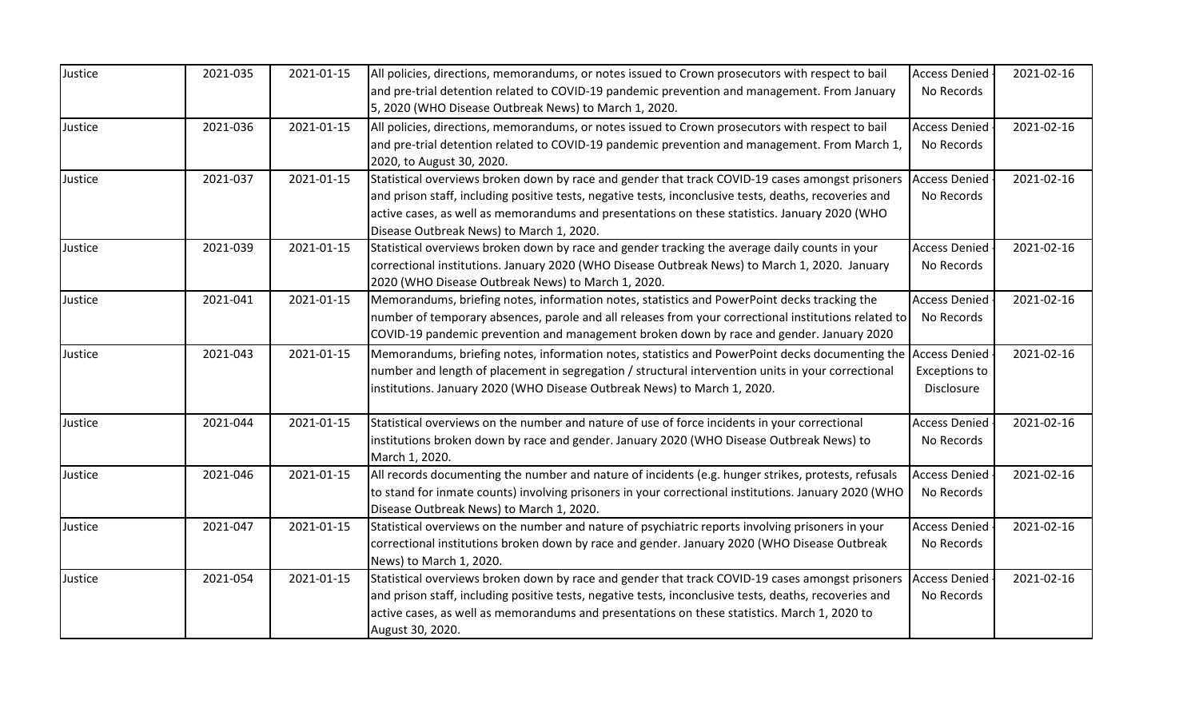| Justice | 2021-035 | 2021-01-15 | All policies, directions, memorandums, or notes issued to Crown prosecutors with respect to bail and pre-trial detention related to COVID-19 pandemic prevention and management. From January 5, 2020 (WHO Disease Outbreak News) to March 1, 2020. | Access Denied - No Records | 2021-02-16 |
|---|---|---|---|---|---|
| Justice | 2021-036 | 2021-01-15 | All policies, directions, memorandums, or notes issued to Crown prosecutors with respect to bail and pre-trial detention related to COVID-19 pandemic prevention and management. From March 1, 2020, to August 30, 2020. | Access Denied - No Records | 2021-02-16 |
| Justice | 2021-037 | 2021-01-15 | Statistical overviews broken down by race and gender that track COVID-19 cases amongst prisoners and prison staff, including positive tests, negative tests, inconclusive tests, deaths, recoveries and active cases, as well as memorandums and presentations on these statistics. January 2020 (WHO Disease Outbreak News) to March 1, 2020. | Access Denied - No Records | 2021-02-16 |
| Justice | 2021-039 | 2021-01-15 | Statistical overviews broken down by race and gender tracking the average daily counts in your correctional institutions. January 2020 (WHO Disease Outbreak News) to March 1, 2020. January 2020 (WHO Disease Outbreak News) to March 1, 2020. | Access Denied - No Records | 2021-02-16 |
| Justice | 2021-041 | 2021-01-15 | Memorandums, briefing notes, information notes, statistics and PowerPoint decks tracking the number of temporary absences, parole and all releases from your correctional institutions related to COVID-19 pandemic prevention and management broken down by race and gender. January 2020 | Access Denied - No Records | 2021-02-16 |
| Justice | 2021-043 | 2021-01-15 | Memorandums, briefing notes, information notes, statistics and PowerPoint decks documenting the number and length of placement in segregation / structural intervention units in your correctional institutions. January 2020 (WHO Disease Outbreak News) to March 1, 2020. | Access Denied - Exceptions to Disclosure | 2021-02-16 |
| Justice | 2021-044 | 2021-01-15 | Statistical overviews on the number and nature of use of force incidents in your correctional institutions broken down by race and gender. January 2020 (WHO Disease Outbreak News) to March 1, 2020. | Access Denied - No Records | 2021-02-16 |
| Justice | 2021-046 | 2021-01-15 | All records documenting the number and nature of incidents (e.g. hunger strikes, protests, refusals to stand for inmate counts) involving prisoners in your correctional institutions. January 2020 (WHO Disease Outbreak News) to March 1, 2020. | Access Denied - No Records | 2021-02-16 |
| Justice | 2021-047 | 2021-01-15 | Statistical overviews on the number and nature of psychiatric reports involving prisoners in your correctional institutions broken down by race and gender. January 2020 (WHO Disease Outbreak News) to March 1, 2020. | Access Denied - No Records | 2021-02-16 |
| Justice | 2021-054 | 2021-01-15 | Statistical overviews broken down by race and gender that track COVID-19 cases amongst prisoners and prison staff, including positive tests, negative tests, inconclusive tests, deaths, recoveries and active cases, as well as memorandums and presentations on these statistics. March 1, 2020 to August 30, 2020. | Access Denied - No Records | 2021-02-16 |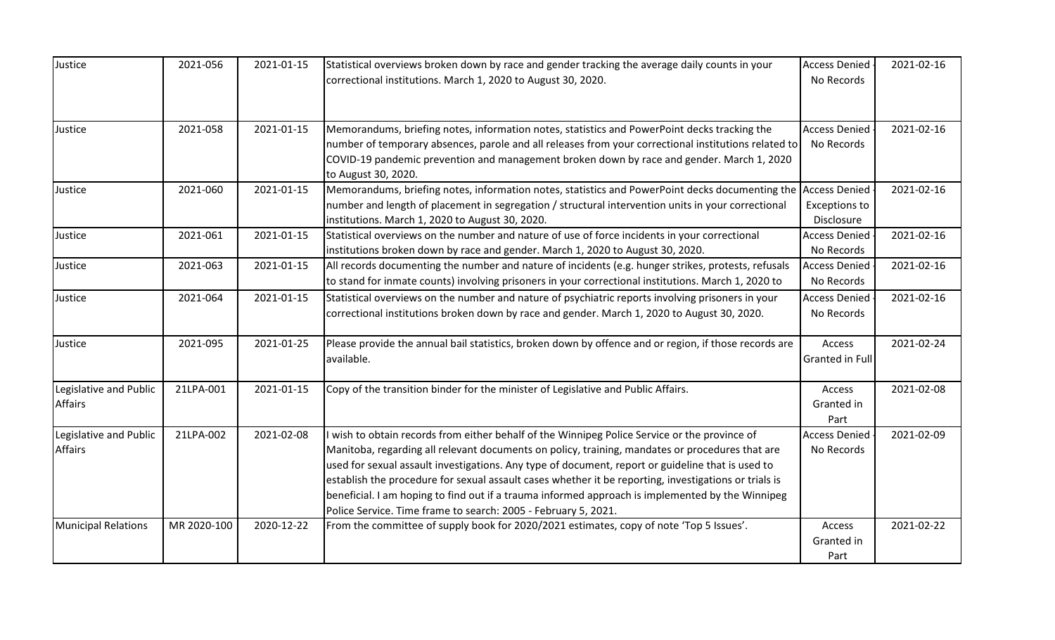| Justice | 2021-056 | 2021-01-15 | Statistical overviews broken down by race and gender tracking the average daily counts in your correctional institutions. March 1, 2020 to August 30, 2020. | Access Denied - No Records | 2021-02-16 |
|---|---|---|---|---|---|
| Justice | 2021-058 | 2021-01-15 | Memorandums, briefing notes, information notes, statistics and PowerPoint decks tracking the number of temporary absences, parole and all releases from your correctional institutions related to COVID-19 pandemic prevention and management broken down by race and gender. March 1, 2020 to August 30, 2020. | Access Denied - No Records | 2021-02-16 |
| Justice | 2021-060 | 2021-01-15 | Memorandums, briefing notes, information notes, statistics and PowerPoint decks documenting the number and length of placement in segregation / structural intervention units in your correctional institutions. March 1, 2020 to August 30, 2020. | Access Denied - Exceptions to Disclosure | 2021-02-16 |
| Justice | 2021-061 | 2021-01-15 | Statistical overviews on the number and nature of use of force incidents in your correctional institutions broken down by race and gender. March 1, 2020 to August 30, 2020. | Access Denied - No Records | 2021-02-16 |
| Justice | 2021-063 | 2021-01-15 | All records documenting the number and nature of incidents (e.g. hunger strikes, protests, refusals to stand for inmate counts) involving prisoners in your correctional institutions. March 1, 2020 to | Access Denied - No Records | 2021-02-16 |
| Justice | 2021-064 | 2021-01-15 | Statistical overviews on the number and nature of psychiatric reports involving prisoners in your correctional institutions broken down by race and gender. March 1, 2020 to August 30, 2020. | Access Denied - No Records | 2021-02-16 |
| Justice | 2021-095 | 2021-01-25 | Please provide the annual bail statistics, broken down by offence and or region, if those records are available. | Access Granted in Full | 2021-02-24 |
| Legislative and Public Affairs | 21LPA-001 | 2021-01-15 | Copy of the transition binder for the minister of Legislative and Public Affairs. | Access Granted in Part | 2021-02-08 |
| Legislative and Public Affairs | 21LPA-002 | 2021-02-08 | I wish to obtain records from either behalf of the Winnipeg Police Service or the province of Manitoba, regarding all relevant documents on policy, training, mandates or procedures that are used for sexual assault investigations. Any type of document, report or guideline that is used to establish the procedure for sexual assault cases whether it be reporting, investigations or trials is beneficial. I am hoping to find out if a trauma informed approach is implemented by the Winnipeg Police Service. Time frame to search: 2005 - February 5, 2021. | Access Denied - No Records | 2021-02-09 |
| Municipal Relations | MR 2020-100 | 2020-12-22 | From the committee of supply book for 2020/2021 estimates, copy of note 'Top 5 Issues'. | Access Granted in Part | 2021-02-22 |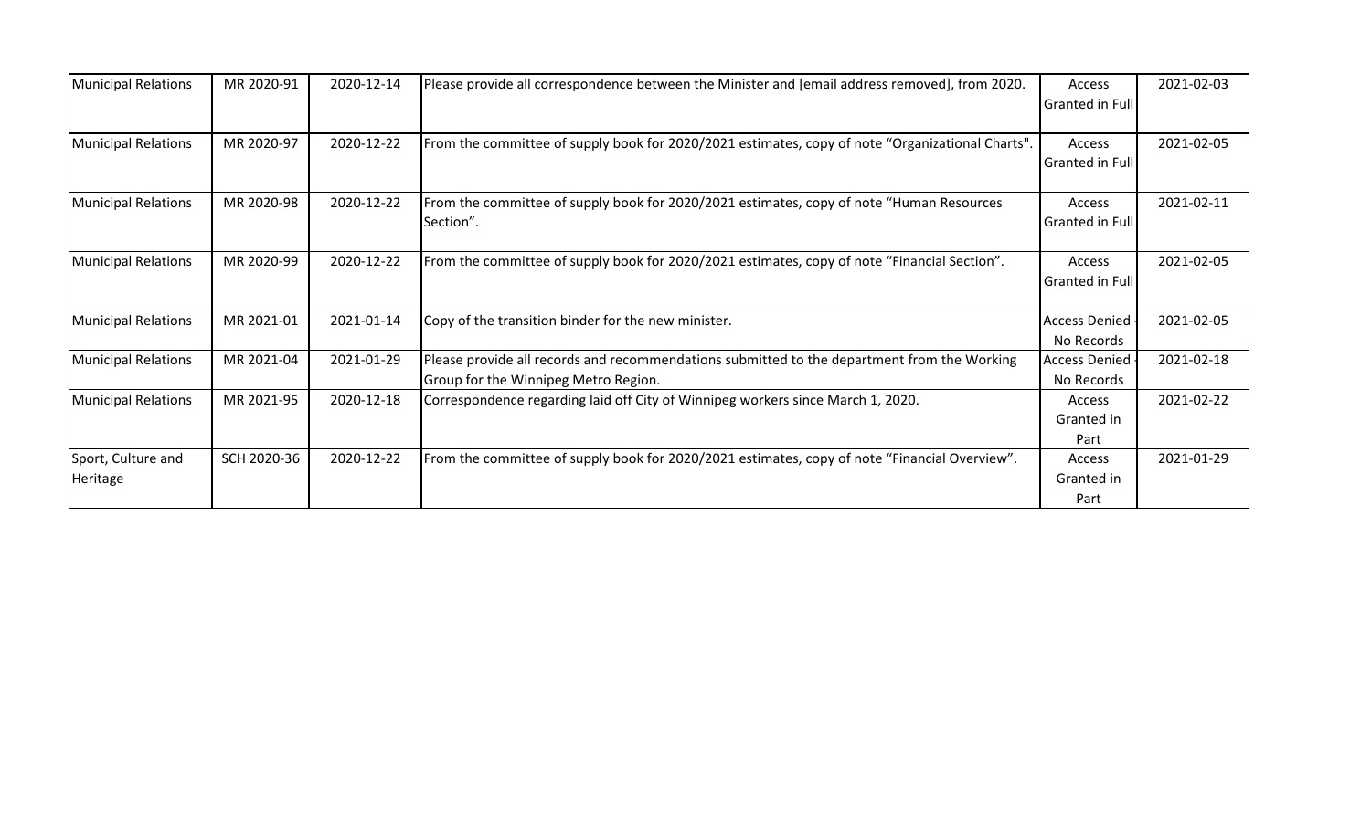| | | | | | |
|---|---|---|---|---|---|
| Municipal Relations | MR 2020-91 | 2020-12-14 | Please provide all correspondence between the Minister and [email address removed], from 2020. | Access Granted in Full | 2021-02-03 |
| Municipal Relations | MR 2020-97 | 2020-12-22 | From the committee of supply book for 2020/2021 estimates, copy of note "Organizational Charts". | Access Granted in Full | 2021-02-05 |
| Municipal Relations | MR 2020-98 | 2020-12-22 | From the committee of supply book for 2020/2021 estimates, copy of note "Human Resources Section". | Access Granted in Full | 2021-02-11 |
| Municipal Relations | MR 2020-99 | 2020-12-22 | From the committee of supply book for 2020/2021 estimates, copy of note "Financial Section". | Access Granted in Full | 2021-02-05 |
| Municipal Relations | MR 2021-01 | 2021-01-14 | Copy of the transition binder for the new minister. | Access Denied - No Records | 2021-02-05 |
| Municipal Relations | MR 2021-04 | 2021-01-29 | Please provide all records and recommendations submitted to the department from the Working Group for the Winnipeg Metro Region. | Access Denied - No Records | 2021-02-18 |
| Municipal Relations | MR 2021-95 | 2020-12-18 | Correspondence regarding laid off City of Winnipeg workers since March 1, 2020. | Access Granted in Part | 2021-02-22 |
| Sport, Culture and Heritage | SCH 2020-36 | 2020-12-22 | From the committee of supply book for 2020/2021 estimates, copy of note "Financial Overview". | Access Granted in Part | 2021-01-29 |